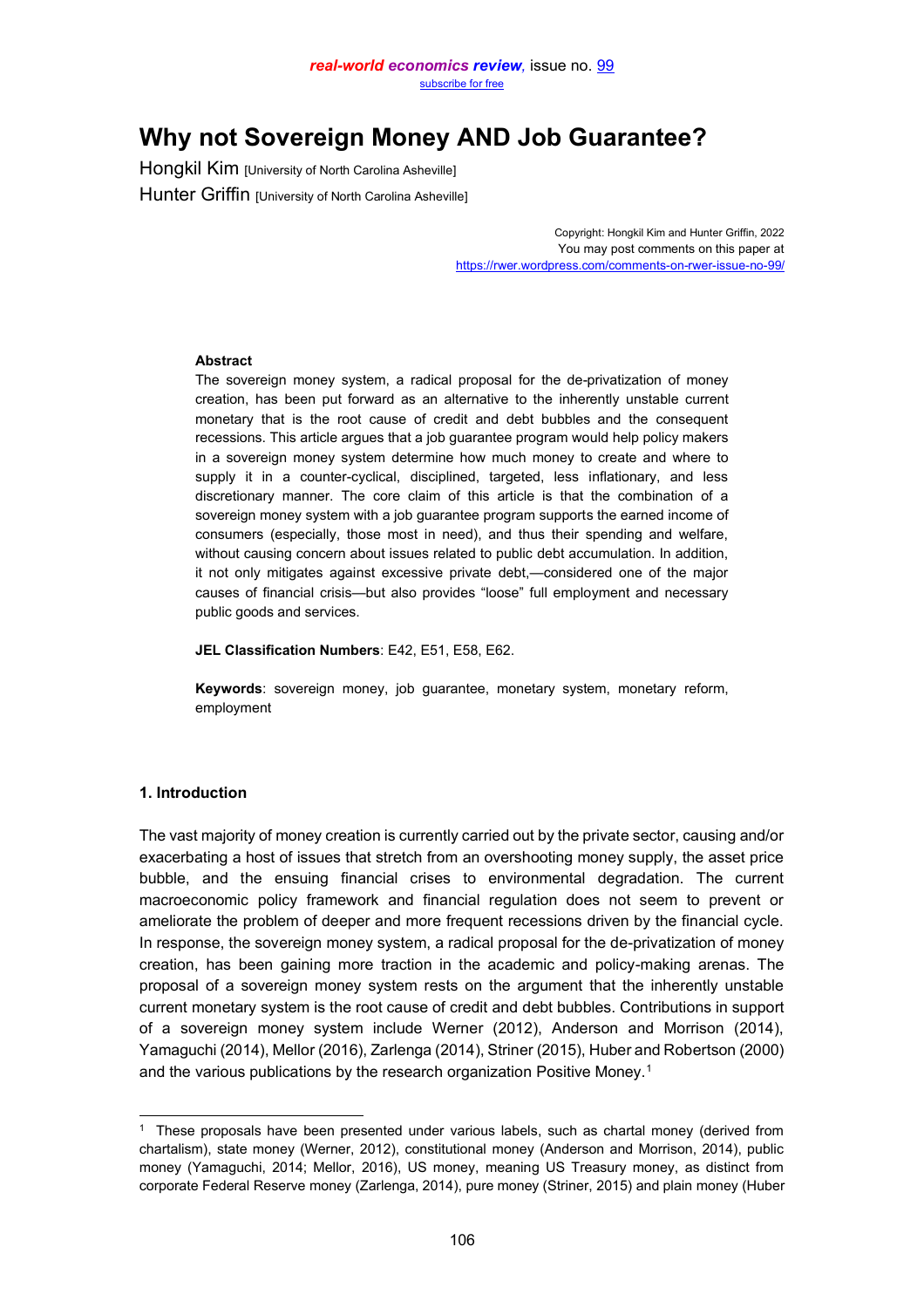# Why not Sovereign Money AND Job Guarantee?

Hongkil Kim [University of North Carolina Asheville]
Hunter Griffin [University of North Carolina Asheville]

Copyright: Hongkil Kim and Hunter Griffin, 2022
You may post comments on this paper at
https://rwer.wordpress.com/comments-on-rwer-issue-no-99/

**Abstract**

The sovereign money system, a radical proposal for the de-privatization of money creation, has been put forward as an alternative to the inherently unstable current monetary that is the root cause of credit and debt bubbles and the consequent recessions. This article argues that a job guarantee program would help policy makers in a sovereign money system determine how much money to create and where to supply it in a counter-cyclical, disciplined, targeted, less inflationary, and less discretionary manner. The core claim of this article is that the combination of a sovereign money system with a job guarantee program supports the earned income of consumers (especially, those most in need), and thus their spending and welfare, without causing concern about issues related to public debt accumulation. In addition, it not only mitigates against excessive private debt,—considered one of the major causes of financial crisis—but also provides "loose" full employment and necessary public goods and services.

**JEL Classification Numbers**: E42, E51, E58, E62.

**Keywords**: sovereign money, job guarantee, monetary system, monetary reform, employment

## 1. Introduction

The vast majority of money creation is currently carried out by the private sector, causing and/or exacerbating a host of issues that stretch from an overshooting money supply, the asset price bubble, and the ensuing financial crises to environmental degradation. The current macroeconomic policy framework and financial regulation does not seem to prevent or ameliorate the problem of deeper and more frequent recessions driven by the financial cycle. In response, the sovereign money system, a radical proposal for the de-privatization of money creation, has been gaining more traction in the academic and policy-making arenas. The proposal of a sovereign money system rests on the argument that the inherently unstable current monetary system is the root cause of credit and debt bubbles. Contributions in support of a sovereign money system include Werner (2012), Anderson and Morrison (2014), Yamaguchi (2014), Mellor (2016), Zarlenga (2014), Striner (2015), Huber and Robertson (2000) and the various publications by the research organization Positive Money.[1]

[1] These proposals have been presented under various labels, such as chartal money (derived from chartalism), state money (Werner, 2012), constitutional money (Anderson and Morrison, 2014), public money (Yamaguchi, 2014; Mellor, 2016), US money, meaning US Treasury money, as distinct from corporate Federal Reserve money (Zarlenga, 2014), pure money (Striner, 2015) and plain money (Huber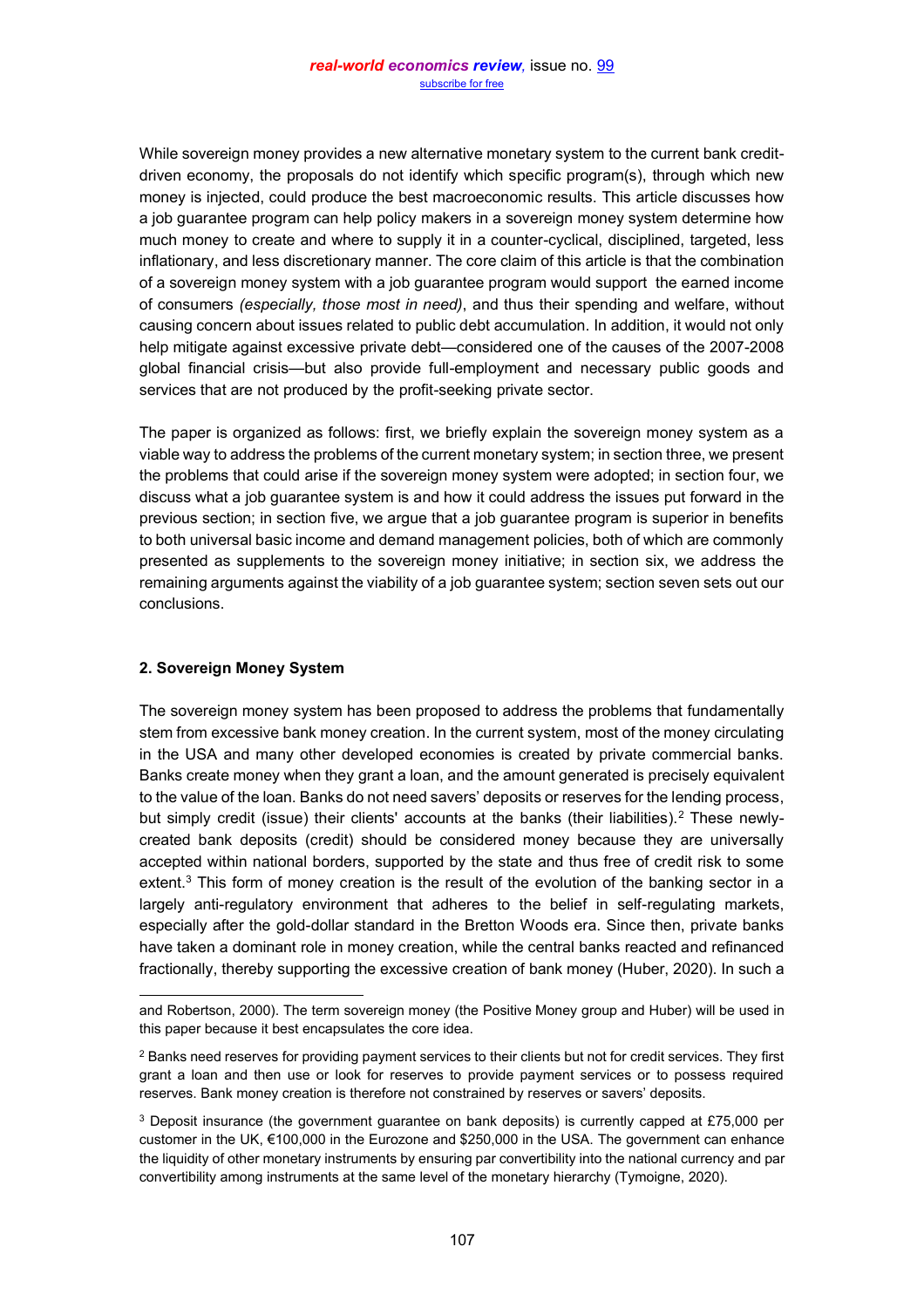While sovereign money provides a new alternative monetary system to the current bank credit-driven economy, the proposals do not identify which specific program(s), through which new money is injected, could produce the best macroeconomic results. This article discusses how a job guarantee program can help policy makers in a sovereign money system determine how much money to create and where to supply it in a counter-cyclical, disciplined, targeted, less inflationary, and less discretionary manner. The core claim of this article is that the combination of a sovereign money system with a job guarantee program would support the earned income of consumers *(especially, those most in need)*, and thus their spending and welfare, without causing concern about issues related to public debt accumulation. In addition, it would not only help mitigate against excessive private debt—considered one of the causes of the 2007-2008 global financial crisis—but also provide full-employment and necessary public goods and services that are not produced by the profit-seeking private sector.

The paper is organized as follows: first, we briefly explain the sovereign money system as a viable way to address the problems of the current monetary system; in section three, we present the problems that could arise if the sovereign money system were adopted; in section four, we discuss what a job guarantee system is and how it could address the issues put forward in the previous section; in section five, we argue that a job guarantee program is superior in benefits to both universal basic income and demand management policies, both of which are commonly presented as supplements to the sovereign money initiative; in section six, we address the remaining arguments against the viability of a job guarantee system; section seven sets out our conclusions.

## 2. Sovereign Money System

The sovereign money system has been proposed to address the problems that fundamentally stem from excessive bank money creation. In the current system, most of the money circulating in the USA and many other developed economies is created by private commercial banks. Banks create money when they grant a loan, and the amount generated is precisely equivalent to the value of the loan. Banks do not need savers' deposits or reserves for the lending process, but simply credit (issue) their clients' accounts at the banks (their liabilities).[2] These newly-created bank deposits (credit) should be considered money because they are universally accepted within national borders, supported by the state and thus free of credit risk to some extent.[3] This form of money creation is the result of the evolution of the banking sector in a largely anti-regulatory environment that adheres to the belief in self-regulating markets, especially after the gold-dollar standard in the Bretton Woods era. Since then, private banks have taken a dominant role in money creation, while the central banks reacted and refinanced fractionally, thereby supporting the excessive creation of bank money (Huber, 2020). In such a

---

and Robertson, 2000). The term sovereign money (the Positive Money group and Huber) will be used in this paper because it best encapsulates the core idea.

[2] Banks need reserves for providing payment services to their clients but not for credit services. They first grant a loan and then use or look for reserves to provide payment services or to possess required reserves. Bank money creation is therefore not constrained by reserves or savers' deposits.

[3] Deposit insurance (the government guarantee on bank deposits) is currently capped at £75,000 per customer in the UK, €100,000 in the Eurozone and $250,000 in the USA. The government can enhance the liquidity of other monetary instruments by ensuring par convertibility into the national currency and par convertibility among instruments at the same level of the monetary hierarchy (Tymoigne, 2020).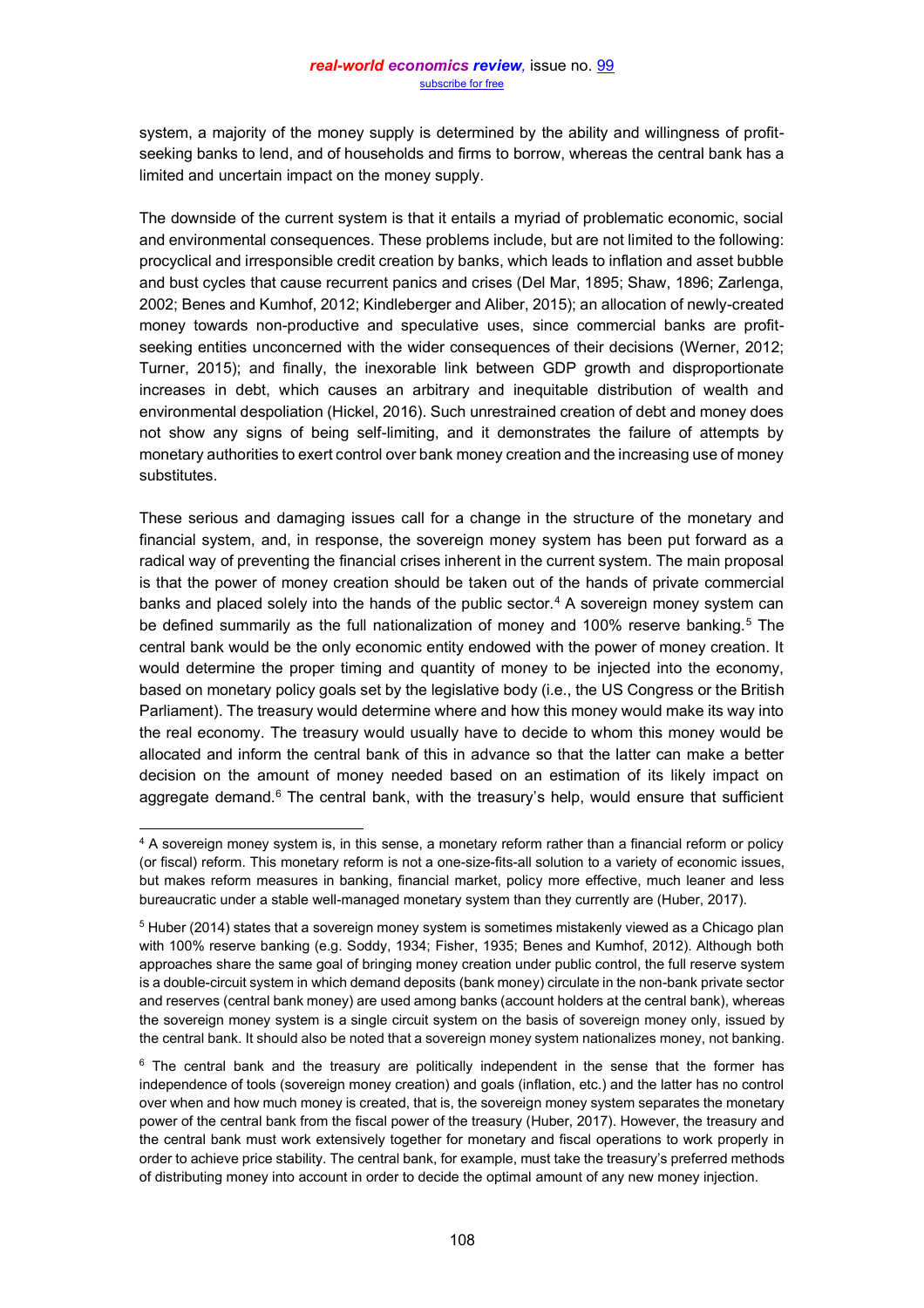system, a majority of the money supply is determined by the ability and willingness of profit-seeking banks to lend, and of households and firms to borrow, whereas the central bank has a limited and uncertain impact on the money supply.

The downside of the current system is that it entails a myriad of problematic economic, social and environmental consequences. These problems include, but are not limited to the following: procyclical and irresponsible credit creation by banks, which leads to inflation and asset bubble and bust cycles that cause recurrent panics and crises (Del Mar, 1895; Shaw, 1896; Zarlenga, 2002; Benes and Kumhof, 2012; Kindleberger and Aliber, 2015); an allocation of newly-created money towards non-productive and speculative uses, since commercial banks are profit-seeking entities unconcerned with the wider consequences of their decisions (Werner, 2012; Turner, 2015); and finally, the inexorable link between GDP growth and disproportionate increases in debt, which causes an arbitrary and inequitable distribution of wealth and environmental despoliation (Hickel, 2016). Such unrestrained creation of debt and money does not show any signs of being self-limiting, and it demonstrates the failure of attempts by monetary authorities to exert control over bank money creation and the increasing use of money substitutes.

These serious and damaging issues call for a change in the structure of the monetary and financial system, and, in response, the sovereign money system has been put forward as a radical way of preventing the financial crises inherent in the current system. The main proposal is that the power of money creation should be taken out of the hands of private commercial banks and placed solely into the hands of the public sector.[4] A sovereign money system can be defined summarily as the full nationalization of money and 100% reserve banking.[5] The central bank would be the only economic entity endowed with the power of money creation. It would determine the proper timing and quantity of money to be injected into the economy, based on monetary policy goals set by the legislative body (i.e., the US Congress or the British Parliament). The treasury would determine where and how this money would make its way into the real economy. The treasury would usually have to decide to whom this money would be allocated and inform the central bank of this in advance so that the latter can make a better decision on the amount of money needed based on an estimation of its likely impact on aggregate demand.[6] The central bank, with the treasury's help, would ensure that sufficient

---

[4] A sovereign money system is, in this sense, a monetary reform rather than a financial reform or policy (or fiscal) reform. This monetary reform is not a one-size-fits-all solution to a variety of economic issues, but makes reform measures in banking, financial market, policy more effective, much leaner and less bureaucratic under a stable well-managed monetary system than they currently are (Huber, 2017).

[5] Huber (2014) states that a sovereign money system is sometimes mistakenly viewed as a Chicago plan with 100% reserve banking (e.g. Soddy, 1934; Fisher, 1935; Benes and Kumhof, 2012). Although both approaches share the same goal of bringing money creation under public control, the full reserve system is a double-circuit system in which demand deposits (bank money) circulate in the non-bank private sector and reserves (central bank money) are used among banks (account holders at the central bank), whereas the sovereign money system is a single circuit system on the basis of sovereign money only, issued by the central bank. It should also be noted that a sovereign money system nationalizes money, not banking.

[6] The central bank and the treasury are politically independent in the sense that the former has independence of tools (sovereign money creation) and goals (inflation, etc.) and the latter has no control over when and how much money is created, that is, the sovereign money system separates the monetary power of the central bank from the fiscal power of the treasury (Huber, 2017). However, the treasury and the central bank must work extensively together for monetary and fiscal operations to work properly in order to achieve price stability. The central bank, for example, must take the treasury's preferred methods of distributing money into account in order to decide the optimal amount of any new money injection.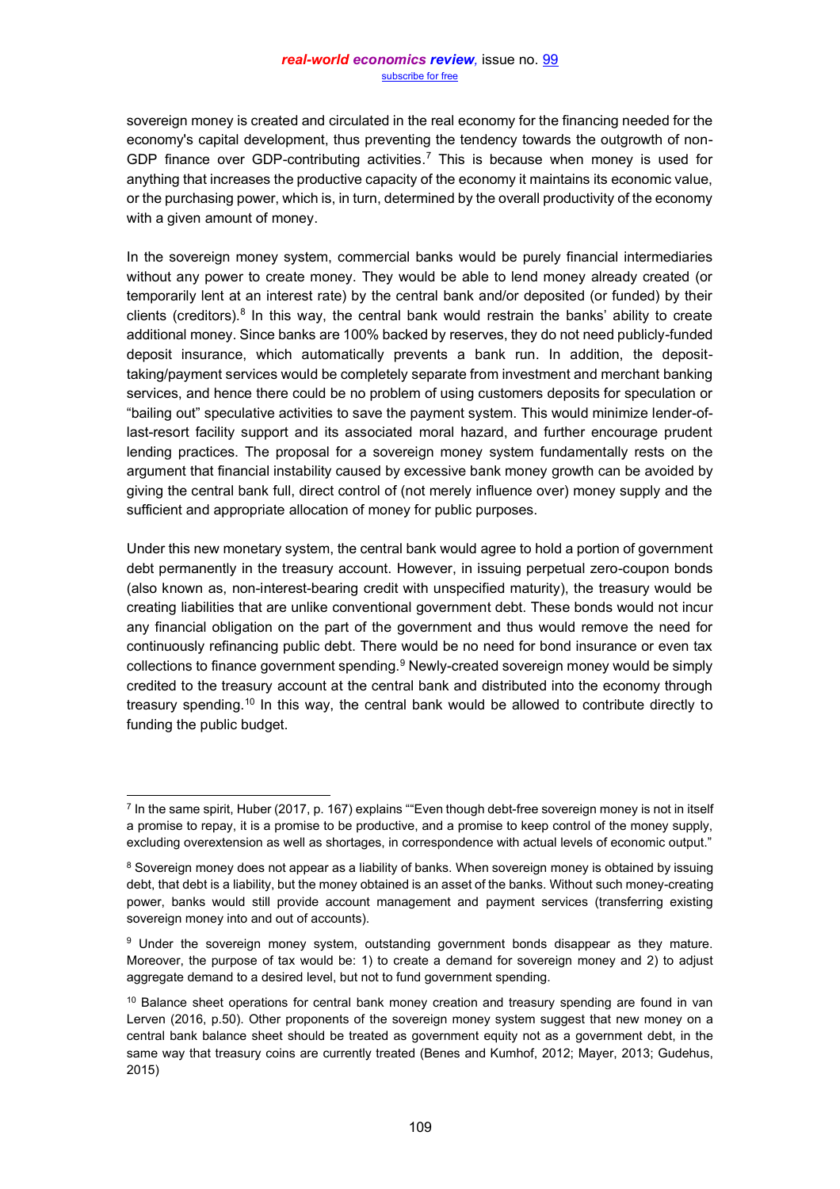sovereign money is created and circulated in the real economy for the financing needed for the economy's capital development, thus preventing the tendency towards the outgrowth of non-GDP finance over GDP-contributing activities.[7] This is because when money is used for anything that increases the productive capacity of the economy it maintains its economic value, or the purchasing power, which is, in turn, determined by the overall productivity of the economy with a given amount of money.

In the sovereign money system, commercial banks would be purely financial intermediaries without any power to create money. They would be able to lend money already created (or temporarily lent at an interest rate) by the central bank and/or deposited (or funded) by their clients (creditors).[8] In this way, the central bank would restrain the banks' ability to create additional money. Since banks are 100% backed by reserves, they do not need publicly-funded deposit insurance, which automatically prevents a bank run. In addition, the deposit-taking/payment services would be completely separate from investment and merchant banking services, and hence there could be no problem of using customers deposits for speculation or "bailing out" speculative activities to save the payment system. This would minimize lender-of-last-resort facility support and its associated moral hazard, and further encourage prudent lending practices. The proposal for a sovereign money system fundamentally rests on the argument that financial instability caused by excessive bank money growth can be avoided by giving the central bank full, direct control of (not merely influence over) money supply and the sufficient and appropriate allocation of money for public purposes.

Under this new monetary system, the central bank would agree to hold a portion of government debt permanently in the treasury account. However, in issuing perpetual zero-coupon bonds (also known as, non-interest-bearing credit with unspecified maturity), the treasury would be creating liabilities that are unlike conventional government debt. These bonds would not incur any financial obligation on the part of the government and thus would remove the need for continuously refinancing public debt. There would be no need for bond insurance or even tax collections to finance government spending.[9] Newly-created sovereign money would be simply credited to the treasury account at the central bank and distributed into the economy through treasury spending.[10] In this way, the central bank would be allowed to contribute directly to funding the public budget.

---

[7] In the same spirit, Huber (2017, p. 167) explains ""Even though debt-free sovereign money is not in itself a promise to repay, it is a promise to be productive, and a promise to keep control of the money supply, excluding overextension as well as shortages, in correspondence with actual levels of economic output."

[8] Sovereign money does not appear as a liability of banks. When sovereign money is obtained by issuing debt, that debt is a liability, but the money obtained is an asset of the banks. Without such money-creating power, banks would still provide account management and payment services (transferring existing sovereign money into and out of accounts).

[9] Under the sovereign money system, outstanding government bonds disappear as they mature. Moreover, the purpose of tax would be: 1) to create a demand for sovereign money and 2) to adjust aggregate demand to a desired level, but not to fund government spending.

[10] Balance sheet operations for central bank money creation and treasury spending are found in van Lerven (2016, p.50). Other proponents of the sovereign money system suggest that new money on a central bank balance sheet should be treated as government equity not as a government debt, in the same way that treasury coins are currently treated (Benes and Kumhof, 2012; Mayer, 2013; Gudehus, 2015)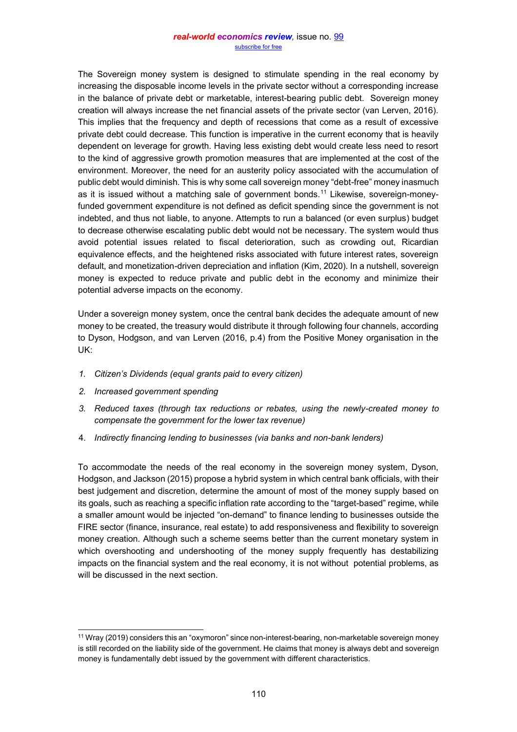The Sovereign money system is designed to stimulate spending in the real economy by increasing the disposable income levels in the private sector without a corresponding increase in the balance of private debt or marketable, interest-bearing public debt. Sovereign money creation will always increase the net financial assets of the private sector (van Lerven, 2016). This implies that the frequency and depth of recessions that come as a result of excessive private debt could decrease. This function is imperative in the current economy that is heavily dependent on leverage for growth. Having less existing debt would create less need to resort to the kind of aggressive growth promotion measures that are implemented at the cost of the environment. Moreover, the need for an austerity policy associated with the accumulation of public debt would diminish. This is why some call sovereign money "debt-free" money inasmuch as it is issued without a matching sale of government bonds.[11] Likewise, sovereign-money-funded government expenditure is not defined as deficit spending since the government is not indebted, and thus not liable, to anyone. Attempts to run a balanced (or even surplus) budget to decrease otherwise escalating public debt would not be necessary. The system would thus avoid potential issues related to fiscal deterioration, such as crowding out, Ricardian equivalence effects, and the heightened risks associated with future interest rates, sovereign default, and monetization-driven depreciation and inflation (Kim, 2020). In a nutshell, sovereign money is expected to reduce private and public debt in the economy and minimize their potential adverse impacts on the economy.

Under a sovereign money system, once the central bank decides the adequate amount of new money to be created, the treasury would distribute it through following four channels, according to Dyson, Hodgson, and van Lerven (2016, p.4) from the Positive Money organisation in the UK:

1. *Citizen's Dividends (equal grants paid to every citizen)*
2. *Increased government spending*
3. *Reduced taxes (through tax reductions or rebates, using the newly-created money to compensate the government for the lower tax revenue)*
4. *Indirectly financing lending to businesses (via banks and non-bank lenders)*

To accommodate the needs of the real economy in the sovereign money system, Dyson, Hodgson, and Jackson (2015) propose a hybrid system in which central bank officials, with their best judgement and discretion, determine the amount of most of the money supply based on its goals, such as reaching a specific inflation rate according to the "target-based" regime, while a smaller amount would be injected "on-demand" to finance lending to businesses outside the FIRE sector (finance, insurance, real estate) to add responsiveness and flexibility to sovereign money creation. Although such a scheme seems better than the current monetary system in which overshooting and undershooting of the money supply frequently has destabilizing impacts on the financial system and the real economy, it is not without potential problems, as will be discussed in the next section.

---

[11] Wray (2019) considers this an "oxymoron" since non-interest-bearing, non-marketable sovereign money is still recorded on the liability side of the government. He claims that money is always debt and sovereign money is fundamentally debt issued by the government with different characteristics.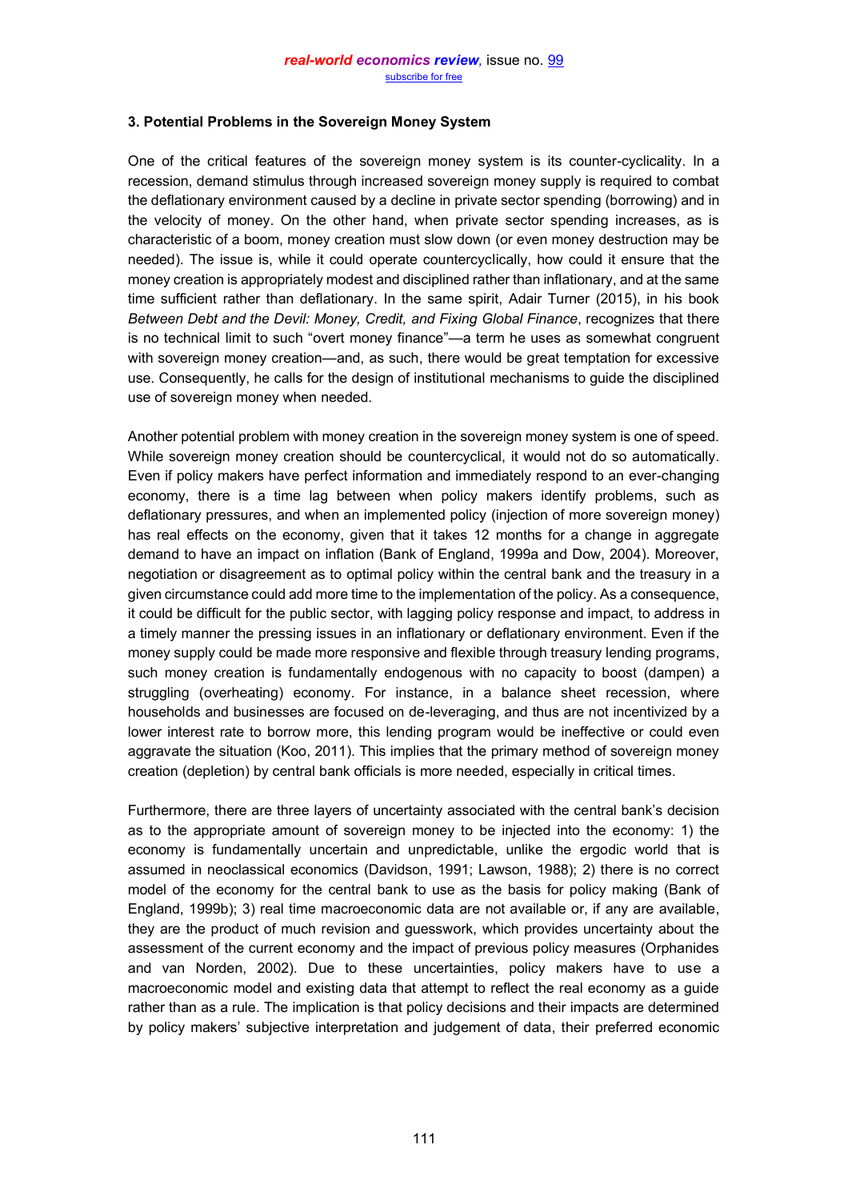### 3. Potential Problems in the Sovereign Money System

One of the critical features of the sovereign money system is its counter-cyclicality. In a recession, demand stimulus through increased sovereign money supply is required to combat the deflationary environment caused by a decline in private sector spending (borrowing) and in the velocity of money. On the other hand, when private sector spending increases, as is characteristic of a boom, money creation must slow down (or even money destruction may be needed). The issue is, while it could operate countercyclically, how could it ensure that the money creation is appropriately modest and disciplined rather than inflationary, and at the same time sufficient rather than deflationary. In the same spirit, Adair Turner (2015), in his book *Between Debt and the Devil: Money, Credit, and Fixing Global Finance*, recognizes that there is no technical limit to such "overt money finance"—a term he uses as somewhat congruent with sovereign money creation—and, as such, there would be great temptation for excessive use. Consequently, he calls for the design of institutional mechanisms to guide the disciplined use of sovereign money when needed.

Another potential problem with money creation in the sovereign money system is one of speed. While sovereign money creation should be countercyclical, it would not do so automatically. Even if policy makers have perfect information and immediately respond to an ever-changing economy, there is a time lag between when policy makers identify problems, such as deflationary pressures, and when an implemented policy (injection of more sovereign money) has real effects on the economy, given that it takes 12 months for a change in aggregate demand to have an impact on inflation (Bank of England, 1999a and Dow, 2004). Moreover, negotiation or disagreement as to optimal policy within the central bank and the treasury in a given circumstance could add more time to the implementation of the policy. As a consequence, it could be difficult for the public sector, with lagging policy response and impact, to address in a timely manner the pressing issues in an inflationary or deflationary environment. Even if the money supply could be made more responsive and flexible through treasury lending programs, such money creation is fundamentally endogenous with no capacity to boost (dampen) a struggling (overheating) economy. For instance, in a balance sheet recession, where households and businesses are focused on de-leveraging, and thus are not incentivized by a lower interest rate to borrow more, this lending program would be ineffective or could even aggravate the situation (Koo, 2011). This implies that the primary method of sovereign money creation (depletion) by central bank officials is more needed, especially in critical times.

Furthermore, there are three layers of uncertainty associated with the central bank's decision as to the appropriate amount of sovereign money to be injected into the economy: 1) the economy is fundamentally uncertain and unpredictable, unlike the ergodic world that is assumed in neoclassical economics (Davidson, 1991; Lawson, 1988); 2) there is no correct model of the economy for the central bank to use as the basis for policy making (Bank of England, 1999b); 3) real time macroeconomic data are not available or, if any are available, they are the product of much revision and guesswork, which provides uncertainty about the assessment of the current economy and the impact of previous policy measures (Orphanides and van Norden, 2002). Due to these uncertainties, policy makers have to use a macroeconomic model and existing data that attempt to reflect the real economy as a guide rather than as a rule. The implication is that policy decisions and their impacts are determined by policy makers' subjective interpretation and judgement of data, their preferred economic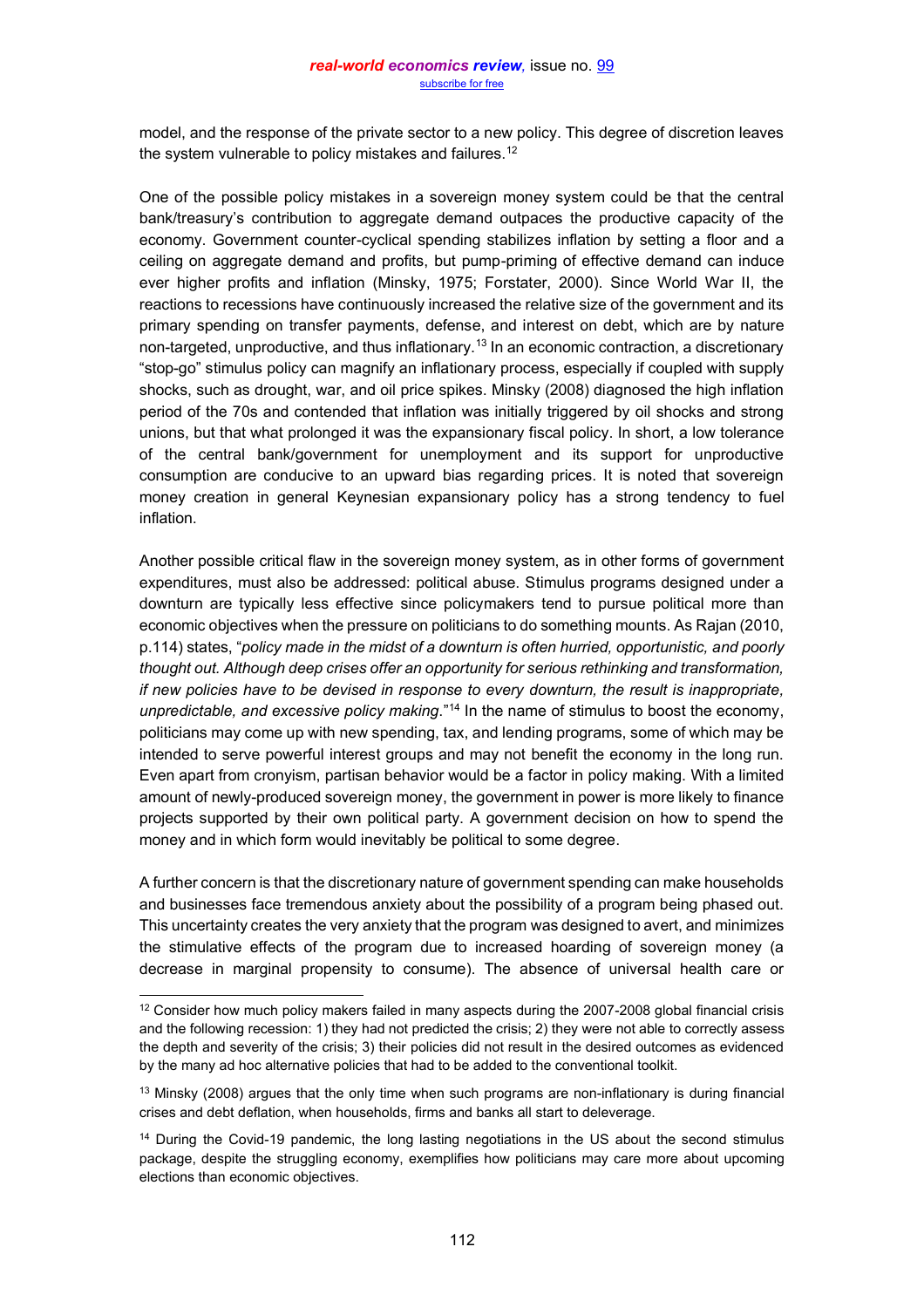model, and the response of the private sector to a new policy. This degree of discretion leaves the system vulnerable to policy mistakes and failures.[12]

One of the possible policy mistakes in a sovereign money system could be that the central bank/treasury's contribution to aggregate demand outpaces the productive capacity of the economy. Government counter-cyclical spending stabilizes inflation by setting a floor and a ceiling on aggregate demand and profits, but pump-priming of effective demand can induce ever higher profits and inflation (Minsky, 1975; Forstater, 2000). Since World War II, the reactions to recessions have continuously increased the relative size of the government and its primary spending on transfer payments, defense, and interest on debt, which are by nature non-targeted, unproductive, and thus inflationary.[13] In an economic contraction, a discretionary "stop-go" stimulus policy can magnify an inflationary process, especially if coupled with supply shocks, such as drought, war, and oil price spikes. Minsky (2008) diagnosed the high inflation period of the 70s and contended that inflation was initially triggered by oil shocks and strong unions, but that what prolonged it was the expansionary fiscal policy. In short, a low tolerance of the central bank/government for unemployment and its support for unproductive consumption are conducive to an upward bias regarding prices. It is noted that sovereign money creation in general Keynesian expansionary policy has a strong tendency to fuel inflation.

Another possible critical flaw in the sovereign money system, as in other forms of government expenditures, must also be addressed: political abuse. Stimulus programs designed under a downturn are typically less effective since policymakers tend to pursue political more than economic objectives when the pressure on politicians to do something mounts. As Rajan (2010, p.114) states, "*policy made in the midst of a downturn is often hurried, opportunistic, and poorly thought out. Although deep crises offer an opportunity for serious rethinking and transformation, if new policies have to be devised in response to every downturn, the result is inappropriate, unpredictable, and excessive policy making*."[14] In the name of stimulus to boost the economy, politicians may come up with new spending, tax, and lending programs, some of which may be intended to serve powerful interest groups and may not benefit the economy in the long run. Even apart from cronyism, partisan behavior would be a factor in policy making. With a limited amount of newly-produced sovereign money, the government in power is more likely to finance projects supported by their own political party. A government decision on how to spend the money and in which form would inevitably be political to some degree.

A further concern is that the discretionary nature of government spending can make households and businesses face tremendous anxiety about the possibility of a program being phased out. This uncertainty creates the very anxiety that the program was designed to avert, and minimizes the stimulative effects of the program due to increased hoarding of sovereign money (a decrease in marginal propensity to consume). The absence of universal health care or

---

[12] Consider how much policy makers failed in many aspects during the 2007-2008 global financial crisis and the following recession: 1) they had not predicted the crisis; 2) they were not able to correctly assess the depth and severity of the crisis; 3) their policies did not result in the desired outcomes as evidenced by the many ad hoc alternative policies that had to be added to the conventional toolkit.

[13] Minsky (2008) argues that the only time when such programs are non-inflationary is during financial crises and debt deflation, when households, firms and banks all start to deleverage.

[14] During the Covid-19 pandemic, the long lasting negotiations in the US about the second stimulus package, despite the struggling economy, exemplifies how politicians may care more about upcoming elections than economic objectives.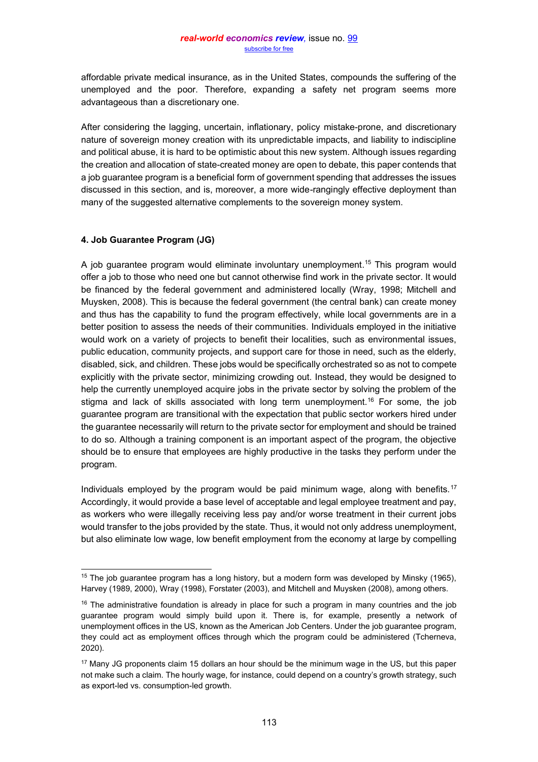affordable private medical insurance, as in the United States, compounds the suffering of the unemployed and the poor. Therefore, expanding a safety net program seems more advantageous than a discretionary one.

After considering the lagging, uncertain, inflationary, policy mistake-prone, and discretionary nature of sovereign money creation with its unpredictable impacts, and liability to indiscipline and political abuse, it is hard to be optimistic about this new system. Although issues regarding the creation and allocation of state-created money are open to debate, this paper contends that a job guarantee program is a beneficial form of government spending that addresses the issues discussed in this section, and is, moreover, a more wide-rangingly effective deployment than many of the suggested alternative complements to the sovereign money system.

### 4. Job Guarantee Program (JG)

A job guarantee program would eliminate involuntary unemployment.[15] This program would offer a job to those who need one but cannot otherwise find work in the private sector. It would be financed by the federal government and administered locally (Wray, 1998; Mitchell and Muysken, 2008). This is because the federal government (the central bank) can create money and thus has the capability to fund the program effectively, while local governments are in a better position to assess the needs of their communities. Individuals employed in the initiative would work on a variety of projects to benefit their localities, such as environmental issues, public education, community projects, and support care for those in need, such as the elderly, disabled, sick, and children. These jobs would be specifically orchestrated so as not to compete explicitly with the private sector, minimizing crowding out. Instead, they would be designed to help the currently unemployed acquire jobs in the private sector by solving the problem of the stigma and lack of skills associated with long term unemployment.[16] For some, the job guarantee program are transitional with the expectation that public sector workers hired under the guarantee necessarily will return to the private sector for employment and should be trained to do so. Although a training component is an important aspect of the program, the objective should be to ensure that employees are highly productive in the tasks they perform under the program.

Individuals employed by the program would be paid minimum wage, along with benefits.[17] Accordingly, it would provide a base level of acceptable and legal employee treatment and pay, as workers who were illegally receiving less pay and/or worse treatment in their current jobs would transfer to the jobs provided by the state. Thus, it would not only address unemployment, but also eliminate low wage, low benefit employment from the economy at large by compelling

---

[15] The job guarantee program has a long history, but a modern form was developed by Minsky (1965), Harvey (1989, 2000), Wray (1998), Forstater (2003), and Mitchell and Muysken (2008), among others.

[16] The administrative foundation is already in place for such a program in many countries and the job guarantee program would simply build upon it. There is, for example, presently a network of unemployment offices in the US, known as the American Job Centers. Under the job guarantee program, they could act as employment offices through which the program could be administered (Tcherneva, 2020).

[17] Many JG proponents claim 15 dollars an hour should be the minimum wage in the US, but this paper not make such a claim. The hourly wage, for instance, could depend on a country's growth strategy, such as export-led vs. consumption-led growth.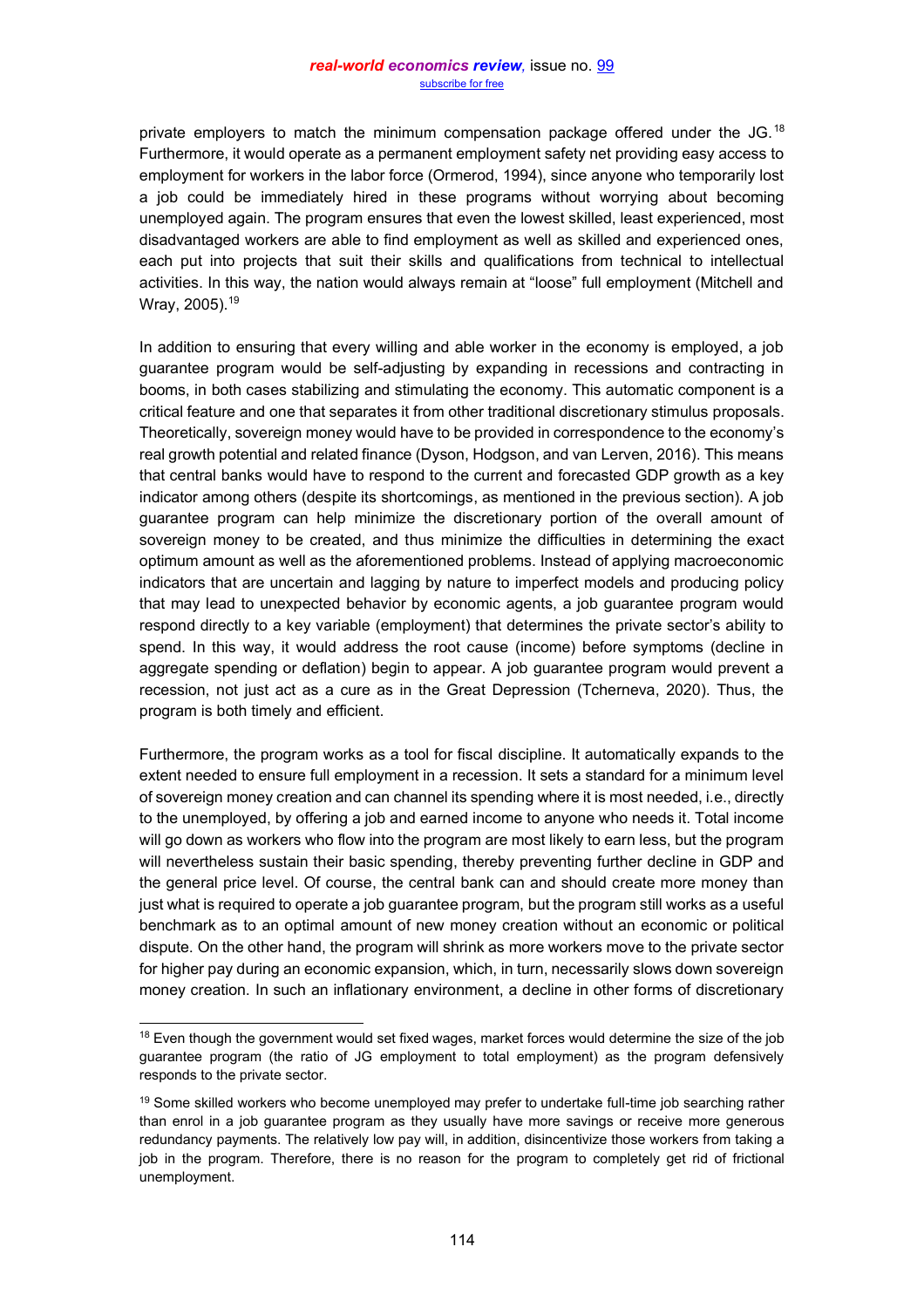private employers to match the minimum compensation package offered under the JG.[18] Furthermore, it would operate as a permanent employment safety net providing easy access to employment for workers in the labor force (Ormerod, 1994), since anyone who temporarily lost a job could be immediately hired in these programs without worrying about becoming unemployed again. The program ensures that even the lowest skilled, least experienced, most disadvantaged workers are able to find employment as well as skilled and experienced ones, each put into projects that suit their skills and qualifications from technical to intellectual activities. In this way, the nation would always remain at "loose" full employment (Mitchell and Wray, 2005).[19]

In addition to ensuring that every willing and able worker in the economy is employed, a job guarantee program would be self-adjusting by expanding in recessions and contracting in booms, in both cases stabilizing and stimulating the economy. This automatic component is a critical feature and one that separates it from other traditional discretionary stimulus proposals. Theoretically, sovereign money would have to be provided in correspondence to the economy's real growth potential and related finance (Dyson, Hodgson, and van Lerven, 2016). This means that central banks would have to respond to the current and forecasted GDP growth as a key indicator among others (despite its shortcomings, as mentioned in the previous section). A job guarantee program can help minimize the discretionary portion of the overall amount of sovereign money to be created, and thus minimize the difficulties in determining the exact optimum amount as well as the aforementioned problems. Instead of applying macroeconomic indicators that are uncertain and lagging by nature to imperfect models and producing policy that may lead to unexpected behavior by economic agents, a job guarantee program would respond directly to a key variable (employment) that determines the private sector's ability to spend. In this way, it would address the root cause (income) before symptoms (decline in aggregate spending or deflation) begin to appear. A job guarantee program would prevent a recession, not just act as a cure as in the Great Depression (Tcherneva, 2020). Thus, the program is both timely and efficient.

Furthermore, the program works as a tool for fiscal discipline. It automatically expands to the extent needed to ensure full employment in a recession. It sets a standard for a minimum level of sovereign money creation and can channel its spending where it is most needed, i.e., directly to the unemployed, by offering a job and earned income to anyone who needs it. Total income will go down as workers who flow into the program are most likely to earn less, but the program will nevertheless sustain their basic spending, thereby preventing further decline in GDP and the general price level. Of course, the central bank can and should create more money than just what is required to operate a job guarantee program, but the program still works as a useful benchmark as to an optimal amount of new money creation without an economic or political dispute. On the other hand, the program will shrink as more workers move to the private sector for higher pay during an economic expansion, which, in turn, necessarily slows down sovereign money creation. In such an inflationary environment, a decline in other forms of discretionary

---

[18] Even though the government would set fixed wages, market forces would determine the size of the job guarantee program (the ratio of JG employment to total employment) as the program defensively responds to the private sector.

[19] Some skilled workers who become unemployed may prefer to undertake full-time job searching rather than enrol in a job guarantee program as they usually have more savings or receive more generous redundancy payments. The relatively low pay will, in addition, disincentivize those workers from taking a job in the program. Therefore, there is no reason for the program to completely get rid of frictional unemployment.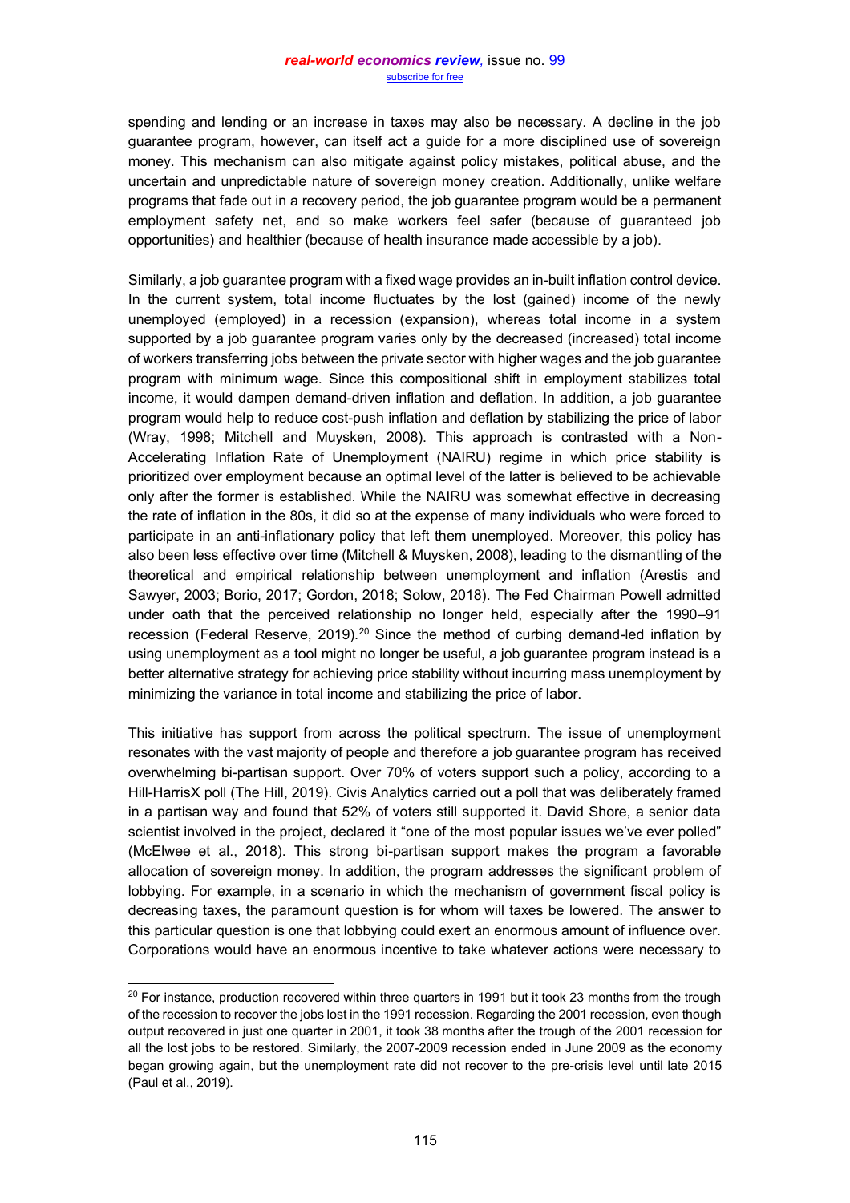spending and lending or an increase in taxes may also be necessary. A decline in the job guarantee program, however, can itself act a guide for a more disciplined use of sovereign money. This mechanism can also mitigate against policy mistakes, political abuse, and the uncertain and unpredictable nature of sovereign money creation. Additionally, unlike welfare programs that fade out in a recovery period, the job guarantee program would be a permanent employment safety net, and so make workers feel safer (because of guaranteed job opportunities) and healthier (because of health insurance made accessible by a job).

Similarly, a job guarantee program with a fixed wage provides an in-built inflation control device. In the current system, total income fluctuates by the lost (gained) income of the newly unemployed (employed) in a recession (expansion), whereas total income in a system supported by a job guarantee program varies only by the decreased (increased) total income of workers transferring jobs between the private sector with higher wages and the job guarantee program with minimum wage. Since this compositional shift in employment stabilizes total income, it would dampen demand-driven inflation and deflation. In addition, a job guarantee program would help to reduce cost-push inflation and deflation by stabilizing the price of labor (Wray, 1998; Mitchell and Muysken, 2008). This approach is contrasted with a Non-Accelerating Inflation Rate of Unemployment (NAIRU) regime in which price stability is prioritized over employment because an optimal level of the latter is believed to be achievable only after the former is established. While the NAIRU was somewhat effective in decreasing the rate of inflation in the 80s, it did so at the expense of many individuals who were forced to participate in an anti-inflationary policy that left them unemployed. Moreover, this policy has also been less effective over time (Mitchell & Muysken, 2008), leading to the dismantling of the theoretical and empirical relationship between unemployment and inflation (Arestis and Sawyer, 2003; Borio, 2017; Gordon, 2018; Solow, 2018). The Fed Chairman Powell admitted under oath that the perceived relationship no longer held, especially after the 1990–91 recession (Federal Reserve, 2019).[20] Since the method of curbing demand-led inflation by using unemployment as a tool might no longer be useful, a job guarantee program instead is a better alternative strategy for achieving price stability without incurring mass unemployment by minimizing the variance in total income and stabilizing the price of labor.

This initiative has support from across the political spectrum. The issue of unemployment resonates with the vast majority of people and therefore a job guarantee program has received overwhelming bi-partisan support. Over 70% of voters support such a policy, according to a Hill-HarrisX poll (The Hill, 2019). Civis Analytics carried out a poll that was deliberately framed in a partisan way and found that 52% of voters still supported it. David Shore, a senior data scientist involved in the project, declared it "one of the most popular issues we've ever polled" (McElwee et al., 2018). This strong bi-partisan support makes the program a favorable allocation of sovereign money. In addition, the program addresses the significant problem of lobbying. For example, in a scenario in which the mechanism of government fiscal policy is decreasing taxes, the paramount question is for whom will taxes be lowered. The answer to this particular question is one that lobbying could exert an enormous amount of influence over. Corporations would have an enormous incentive to take whatever actions were necessary to

[20] For instance, production recovered within three quarters in 1991 but it took 23 months from the trough of the recession to recover the jobs lost in the 1991 recession. Regarding the 2001 recession, even though output recovered in just one quarter in 2001, it took 38 months after the trough of the 2001 recession for all the lost jobs to be restored. Similarly, the 2007-2009 recession ended in June 2009 as the economy began growing again, but the unemployment rate did not recover to the pre-crisis level until late 2015 (Paul et al., 2019).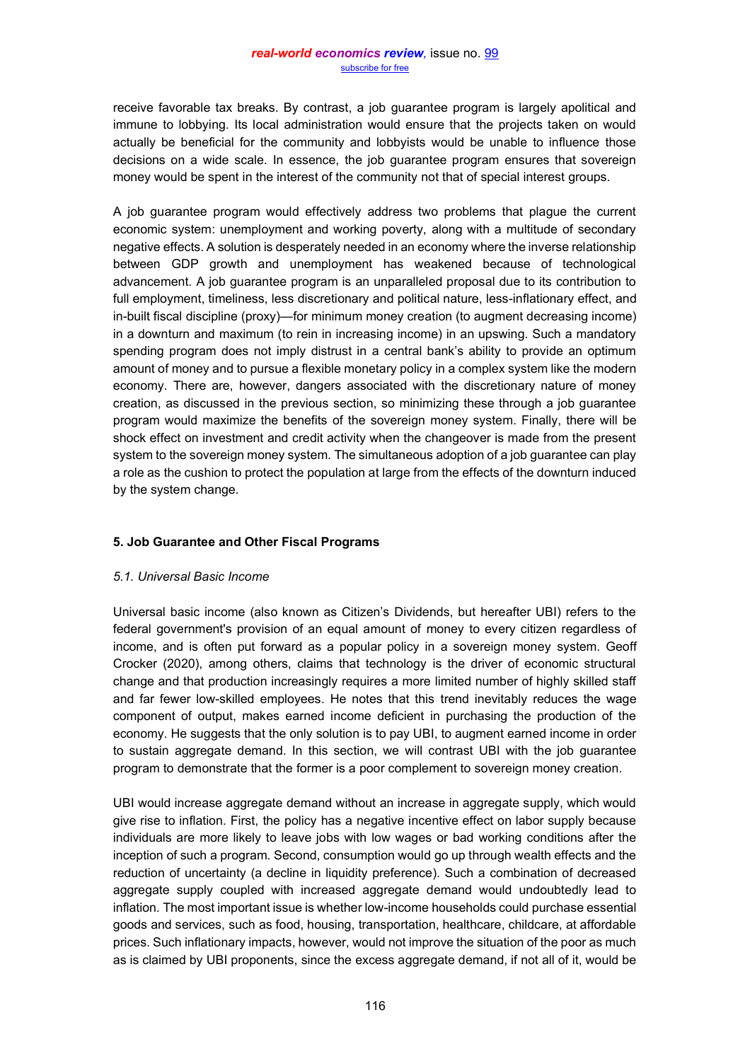receive favorable tax breaks. By contrast, a job guarantee program is largely apolitical and immune to lobbying. Its local administration would ensure that the projects taken on would actually be beneficial for the community and lobbyists would be unable to influence those decisions on a wide scale. In essence, the job guarantee program ensures that sovereign money would be spent in the interest of the community not that of special interest groups.

A job guarantee program would effectively address two problems that plague the current economic system: unemployment and working poverty, along with a multitude of secondary negative effects. A solution is desperately needed in an economy where the inverse relationship between GDP growth and unemployment has weakened because of technological advancement. A job guarantee program is an unparalleled proposal due to its contribution to full employment, timeliness, less discretionary and political nature, less-inflationary effect, and in-built fiscal discipline (proxy)—for minimum money creation (to augment decreasing income) in a downturn and maximum (to rein in increasing income) in an upswing. Such a mandatory spending program does not imply distrust in a central bank's ability to provide an optimum amount of money and to pursue a flexible monetary policy in a complex system like the modern economy. There are, however, dangers associated with the discretionary nature of money creation, as discussed in the previous section, so minimizing these through a job guarantee program would maximize the benefits of the sovereign money system. Finally, there will be shock effect on investment and credit activity when the changeover is made from the present system to the sovereign money system. The simultaneous adoption of a job guarantee can play a role as the cushion to protect the population at large from the effects of the downturn induced by the system change.

## 5. Job Guarantee and Other Fiscal Programs

### *5.1. Universal Basic Income*

Universal basic income (also known as Citizen's Dividends, but hereafter UBI) refers to the federal government's provision of an equal amount of money to every citizen regardless of income, and is often put forward as a popular policy in a sovereign money system. Geoff Crocker (2020), among others, claims that technology is the driver of economic structural change and that production increasingly requires a more limited number of highly skilled staff and far fewer low-skilled employees. He notes that this trend inevitably reduces the wage component of output, makes earned income deficient in purchasing the production of the economy. He suggests that the only solution is to pay UBI, to augment earned income in order to sustain aggregate demand. In this section, we will contrast UBI with the job guarantee program to demonstrate that the former is a poor complement to sovereign money creation.

UBI would increase aggregate demand without an increase in aggregate supply, which would give rise to inflation. First, the policy has a negative incentive effect on labor supply because individuals are more likely to leave jobs with low wages or bad working conditions after the inception of such a program. Second, consumption would go up through wealth effects and the reduction of uncertainty (a decline in liquidity preference). Such a combination of decreased aggregate supply coupled with increased aggregate demand would undoubtedly lead to inflation. The most important issue is whether low-income households could purchase essential goods and services, such as food, housing, transportation, healthcare, childcare, at affordable prices. Such inflationary impacts, however, would not improve the situation of the poor as much as is claimed by UBI proponents, since the excess aggregate demand, if not all of it, would be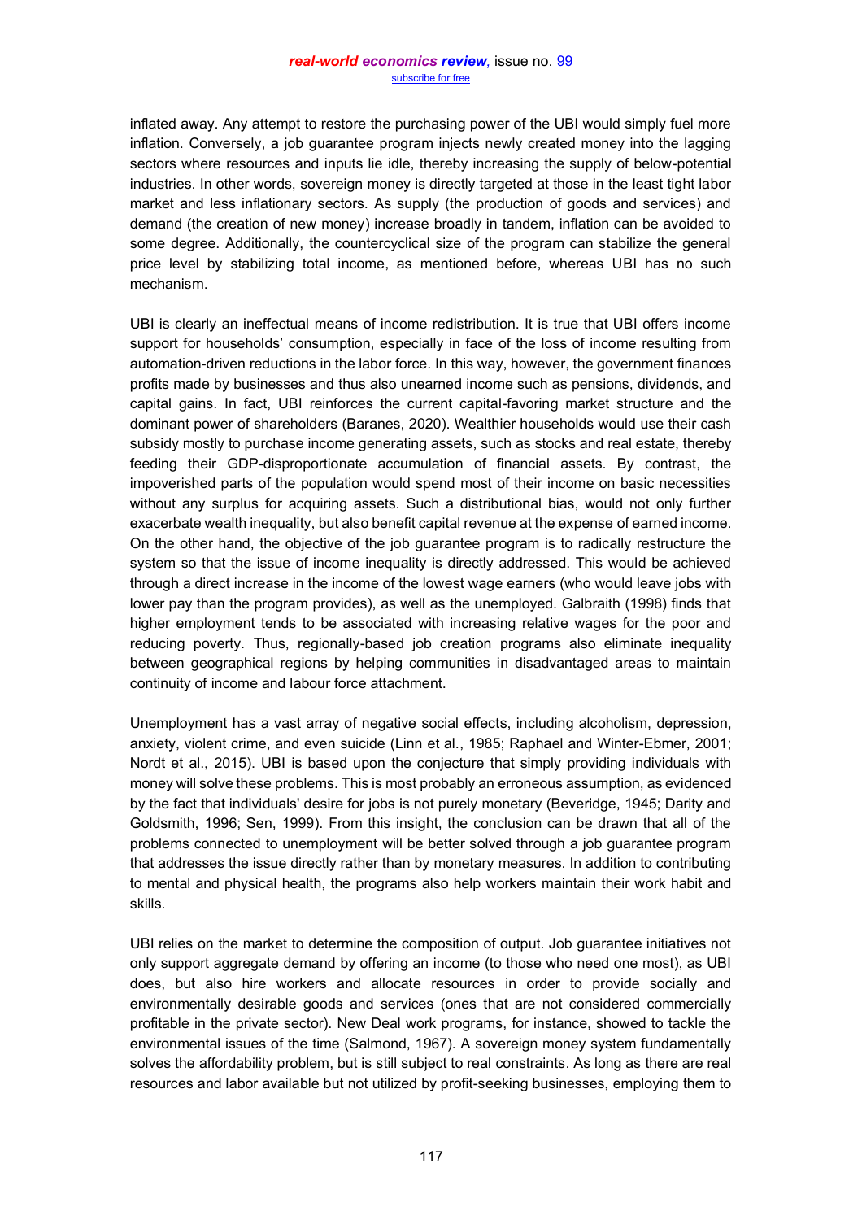inflated away. Any attempt to restore the purchasing power of the UBI would simply fuel more inflation. Conversely, a job guarantee program injects newly created money into the lagging sectors where resources and inputs lie idle, thereby increasing the supply of below-potential industries. In other words, sovereign money is directly targeted at those in the least tight labor market and less inflationary sectors. As supply (the production of goods and services) and demand (the creation of new money) increase broadly in tandem, inflation can be avoided to some degree. Additionally, the countercyclical size of the program can stabilize the general price level by stabilizing total income, as mentioned before, whereas UBI has no such mechanism.

UBI is clearly an ineffectual means of income redistribution. It is true that UBI offers income support for households' consumption, especially in face of the loss of income resulting from automation-driven reductions in the labor force. In this way, however, the government finances profits made by businesses and thus also unearned income such as pensions, dividends, and capital gains. In fact, UBI reinforces the current capital-favoring market structure and the dominant power of shareholders (Baranes, 2020). Wealthier households would use their cash subsidy mostly to purchase income generating assets, such as stocks and real estate, thereby feeding their GDP-disproportionate accumulation of financial assets. By contrast, the impoverished parts of the population would spend most of their income on basic necessities without any surplus for acquiring assets. Such a distributional bias, would not only further exacerbate wealth inequality, but also benefit capital revenue at the expense of earned income. On the other hand, the objective of the job guarantee program is to radically restructure the system so that the issue of income inequality is directly addressed. This would be achieved through a direct increase in the income of the lowest wage earners (who would leave jobs with lower pay than the program provides), as well as the unemployed. Galbraith (1998) finds that higher employment tends to be associated with increasing relative wages for the poor and reducing poverty. Thus, regionally-based job creation programs also eliminate inequality between geographical regions by helping communities in disadvantaged areas to maintain continuity of income and labour force attachment.

Unemployment has a vast array of negative social effects, including alcoholism, depression, anxiety, violent crime, and even suicide (Linn et al., 1985; Raphael and Winter-Ebmer, 2001; Nordt et al., 2015). UBI is based upon the conjecture that simply providing individuals with money will solve these problems. This is most probably an erroneous assumption, as evidenced by the fact that individuals' desire for jobs is not purely monetary (Beveridge, 1945; Darity and Goldsmith, 1996; Sen, 1999). From this insight, the conclusion can be drawn that all of the problems connected to unemployment will be better solved through a job guarantee program that addresses the issue directly rather than by monetary measures. In addition to contributing to mental and physical health, the programs also help workers maintain their work habit and skills.

UBI relies on the market to determine the composition of output. Job guarantee initiatives not only support aggregate demand by offering an income (to those who need one most), as UBI does, but also hire workers and allocate resources in order to provide socially and environmentally desirable goods and services (ones that are not considered commercially profitable in the private sector). New Deal work programs, for instance, showed to tackle the environmental issues of the time (Salmond, 1967). A sovereign money system fundamentally solves the affordability problem, but is still subject to real constraints. As long as there are real resources and labor available but not utilized by profit-seeking businesses, employing them to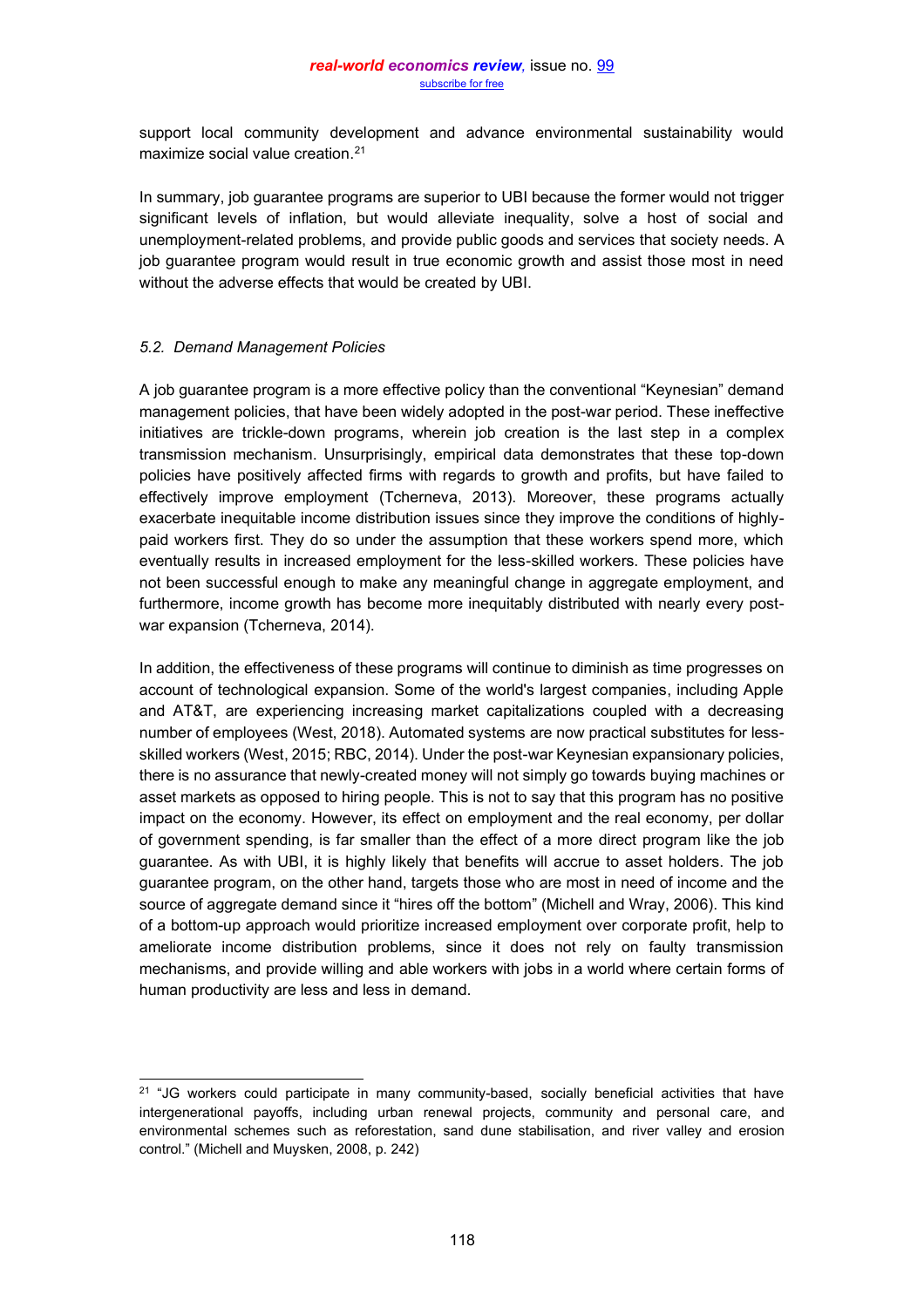support local community development and advance environmental sustainability would maximize social value creation.[21]

In summary, job guarantee programs are superior to UBI because the former would not trigger significant levels of inflation, but would alleviate inequality, solve a host of social and unemployment-related problems, and provide public goods and services that society needs. A job guarantee program would result in true economic growth and assist those most in need without the adverse effects that would be created by UBI.

### *5.2. Demand Management Policies*

A job guarantee program is a more effective policy than the conventional "Keynesian" demand management policies, that have been widely adopted in the post-war period. These ineffective initiatives are trickle-down programs, wherein job creation is the last step in a complex transmission mechanism. Unsurprisingly, empirical data demonstrates that these top-down policies have positively affected firms with regards to growth and profits, but have failed to effectively improve employment (Tcherneva, 2013). Moreover, these programs actually exacerbate inequitable income distribution issues since they improve the conditions of highly-paid workers first. They do so under the assumption that these workers spend more, which eventually results in increased employment for the less-skilled workers. These policies have not been successful enough to make any meaningful change in aggregate employment, and furthermore, income growth has become more inequitably distributed with nearly every post-war expansion (Tcherneva, 2014).

In addition, the effectiveness of these programs will continue to diminish as time progresses on account of technological expansion. Some of the world's largest companies, including Apple and AT&T, are experiencing increasing market capitalizations coupled with a decreasing number of employees (West, 2018). Automated systems are now practical substitutes for less-skilled workers (West, 2015; RBC, 2014). Under the post-war Keynesian expansionary policies, there is no assurance that newly-created money will not simply go towards buying machines or asset markets as opposed to hiring people. This is not to say that this program has no positive impact on the economy. However, its effect on employment and the real economy, per dollar of government spending, is far smaller than the effect of a more direct program like the job guarantee. As with UBI, it is highly likely that benefits will accrue to asset holders. The job guarantee program, on the other hand, targets those who are most in need of income and the source of aggregate demand since it "hires off the bottom" (Michell and Wray, 2006). This kind of a bottom-up approach would prioritize increased employment over corporate profit, help to ameliorate income distribution problems, since it does not rely on faulty transmission mechanisms, and provide willing and able workers with jobs in a world where certain forms of human productivity are less and less in demand.

---

[21] "JG workers could participate in many community-based, socially beneficial activities that have intergenerational payoffs, including urban renewal projects, community and personal care, and environmental schemes such as reforestation, sand dune stabilisation, and river valley and erosion control." (Michell and Muysken, 2008, p. 242)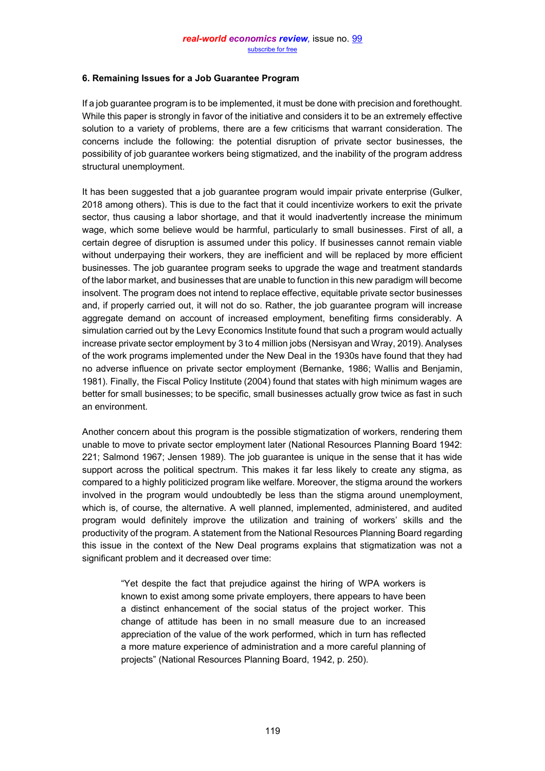### 6. Remaining Issues for a Job Guarantee Program

If a job guarantee program is to be implemented, it must be done with precision and forethought. While this paper is strongly in favor of the initiative and considers it to be an extremely effective solution to a variety of problems, there are a few criticisms that warrant consideration. The concerns include the following: the potential disruption of private sector businesses, the possibility of job guarantee workers being stigmatized, and the inability of the program address structural unemployment.

It has been suggested that a job guarantee program would impair private enterprise (Gulker, 2018 among others). This is due to the fact that it could incentivize workers to exit the private sector, thus causing a labor shortage, and that it would inadvertently increase the minimum wage, which some believe would be harmful, particularly to small businesses. First of all, a certain degree of disruption is assumed under this policy. If businesses cannot remain viable without underpaying their workers, they are inefficient and will be replaced by more efficient businesses. The job guarantee program seeks to upgrade the wage and treatment standards of the labor market, and businesses that are unable to function in this new paradigm will become insolvent. The program does not intend to replace effective, equitable private sector businesses and, if properly carried out, it will not do so. Rather, the job guarantee program will increase aggregate demand on account of increased employment, benefiting firms considerably. A simulation carried out by the Levy Economics Institute found that such a program would actually increase private sector employment by 3 to 4 million jobs (Nersisyan and Wray, 2019). Analyses of the work programs implemented under the New Deal in the 1930s have found that they had no adverse influence on private sector employment (Bernanke, 1986; Wallis and Benjamin, 1981). Finally, the Fiscal Policy Institute (2004) found that states with high minimum wages are better for small businesses; to be specific, small businesses actually grow twice as fast in such an environment.

Another concern about this program is the possible stigmatization of workers, rendering them unable to move to private sector employment later (National Resources Planning Board 1942: 221; Salmond 1967; Jensen 1989). The job guarantee is unique in the sense that it has wide support across the political spectrum. This makes it far less likely to create any stigma, as compared to a highly politicized program like welfare. Moreover, the stigma around the workers involved in the program would undoubtedly be less than the stigma around unemployment, which is, of course, the alternative. A well planned, implemented, administered, and audited program would definitely improve the utilization and training of workers' skills and the productivity of the program. A statement from the National Resources Planning Board regarding this issue in the context of the New Deal programs explains that stigmatization was not a significant problem and it decreased over time:

> "Yet despite the fact that prejudice against the hiring of WPA workers is known to exist among some private employers, there appears to have been a distinct enhancement of the social status of the project worker. This change of attitude has been in no small measure due to an increased appreciation of the value of the work performed, which in turn has reflected a more mature experience of administration and a more careful planning of projects" (National Resources Planning Board, 1942, p. 250).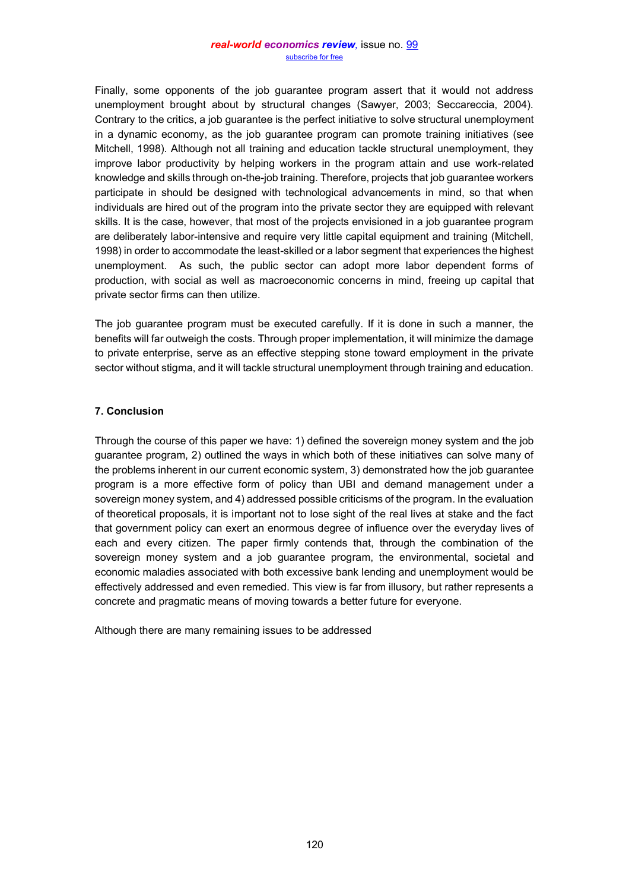Finally, some opponents of the job guarantee program assert that it would not address unemployment brought about by structural changes (Sawyer, 2003; Seccareccia, 2004). Contrary to the critics, a job guarantee is the perfect initiative to solve structural unemployment in a dynamic economy, as the job guarantee program can promote training initiatives (see Mitchell, 1998). Although not all training and education tackle structural unemployment, they improve labor productivity by helping workers in the program attain and use work-related knowledge and skills through on-the-job training. Therefore, projects that job guarantee workers participate in should be designed with technological advancements in mind, so that when individuals are hired out of the program into the private sector they are equipped with relevant skills. It is the case, however, that most of the projects envisioned in a job guarantee program are deliberately labor-intensive and require very little capital equipment and training (Mitchell, 1998) in order to accommodate the least-skilled or a labor segment that experiences the highest unemployment. As such, the public sector can adopt more labor dependent forms of production, with social as well as macroeconomic concerns in mind, freeing up capital that private sector firms can then utilize.

The job guarantee program must be executed carefully. If it is done in such a manner, the benefits will far outweigh the costs. Through proper implementation, it will minimize the damage to private enterprise, serve as an effective stepping stone toward employment in the private sector without stigma, and it will tackle structural unemployment through training and education.

### 7. Conclusion

Through the course of this paper we have: 1) defined the sovereign money system and the job guarantee program, 2) outlined the ways in which both of these initiatives can solve many of the problems inherent in our current economic system, 3) demonstrated how the job guarantee program is a more effective form of policy than UBI and demand management under a sovereign money system, and 4) addressed possible criticisms of the program. In the evaluation of theoretical proposals, it is important not to lose sight of the real lives at stake and the fact that government policy can exert an enormous degree of influence over the everyday lives of each and every citizen. The paper firmly contends that, through the combination of the sovereign money system and a job guarantee program, the environmental, societal and economic maladies associated with both excessive bank lending and unemployment would be effectively addressed and even remedied. This view is far from illusory, but rather represents a concrete and pragmatic means of moving towards a better future for everyone.

Although there are many remaining issues to be addressed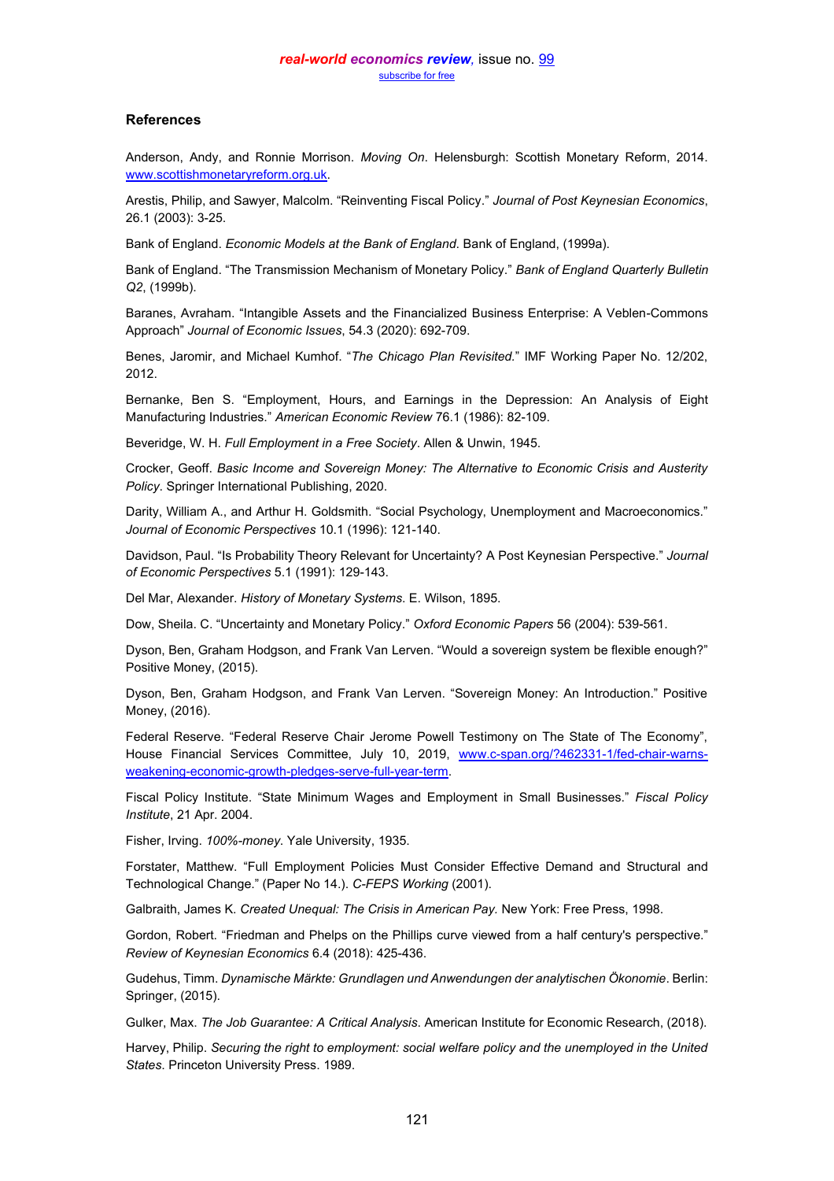## References

Anderson, Andy, and Ronnie Morrison. *Moving On*. Helensburgh: Scottish Monetary Reform, 2014. www.scottishmonetaryreform.org.uk.

Arestis, Philip, and Sawyer, Malcolm. "Reinventing Fiscal Policy." *Journal of Post Keynesian Economics*, 26.1 (2003): 3-25.

Bank of England. *Economic Models at the Bank of England*. Bank of England, (1999a).

Bank of England. "The Transmission Mechanism of Monetary Policy." *Bank of England Quarterly Bulletin Q2*, (1999b).

Baranes, Avraham. "Intangible Assets and the Financialized Business Enterprise: A Veblen-Commons Approach" *Journal of Economic Issues*, 54.3 (2020): 692-709.

Benes, Jaromir, and Michael Kumhof. "*The Chicago Plan Revisited.*" IMF Working Paper No. 12/202, 2012.

Bernanke, Ben S. "Employment, Hours, and Earnings in the Depression: An Analysis of Eight Manufacturing Industries." *American Economic Review* 76.1 (1986): 82-109.

Beveridge, W. H. *Full Employment in a Free Society*. Allen & Unwin, 1945.

Crocker, Geoff. *Basic Income and Sovereign Money: The Alternative to Economic Crisis and Austerity Policy*. Springer International Publishing, 2020.

Darity, William A., and Arthur H. Goldsmith. "Social Psychology, Unemployment and Macroeconomics." *Journal of Economic Perspectives* 10.1 (1996): 121-140.

Davidson, Paul. "Is Probability Theory Relevant for Uncertainty? A Post Keynesian Perspective." *Journal of Economic Perspectives* 5.1 (1991): 129-143.

Del Mar, Alexander. *History of Monetary Systems*. E. Wilson, 1895.

Dow, Sheila. C. "Uncertainty and Monetary Policy." *Oxford Economic Papers* 56 (2004): 539-561.

Dyson, Ben, Graham Hodgson, and Frank Van Lerven. "Would a sovereign system be flexible enough?" Positive Money, (2015).

Dyson, Ben, Graham Hodgson, and Frank Van Lerven. "Sovereign Money: An Introduction." Positive Money, (2016).

Federal Reserve. "Federal Reserve Chair Jerome Powell Testimony on The State of The Economy", House Financial Services Committee, July 10, 2019, www.c-span.org/?462331-1/fed-chair-warns-weakening-economic-growth-pledges-serve-full-year-term.

Fiscal Policy Institute. "State Minimum Wages and Employment in Small Businesses." *Fiscal Policy Institute*, 21 Apr. 2004.

Fisher, Irving. *100%-money*. Yale University, 1935.

Forstater, Matthew. "Full Employment Policies Must Consider Effective Demand and Structural and Technological Change." (Paper No 14.). *C-FEPS Working* (2001).

Galbraith, James K. *Created Unequal: The Crisis in American Pay.* New York: Free Press, 1998.

Gordon, Robert. "Friedman and Phelps on the Phillips curve viewed from a half century's perspective." *Review of Keynesian Economics* 6.4 (2018): 425-436.

Gudehus, Timm. *Dynamische Märkte: Grundlagen und Anwendungen der analytischen Ökonomie*. Berlin: Springer, (2015).

Gulker, Max. *The Job Guarantee: A Critical Analysis*. American Institute for Economic Research, (2018).

Harvey, Philip. *Securing the right to employment: social welfare policy and the unemployed in the United States*. Princeton University Press. 1989.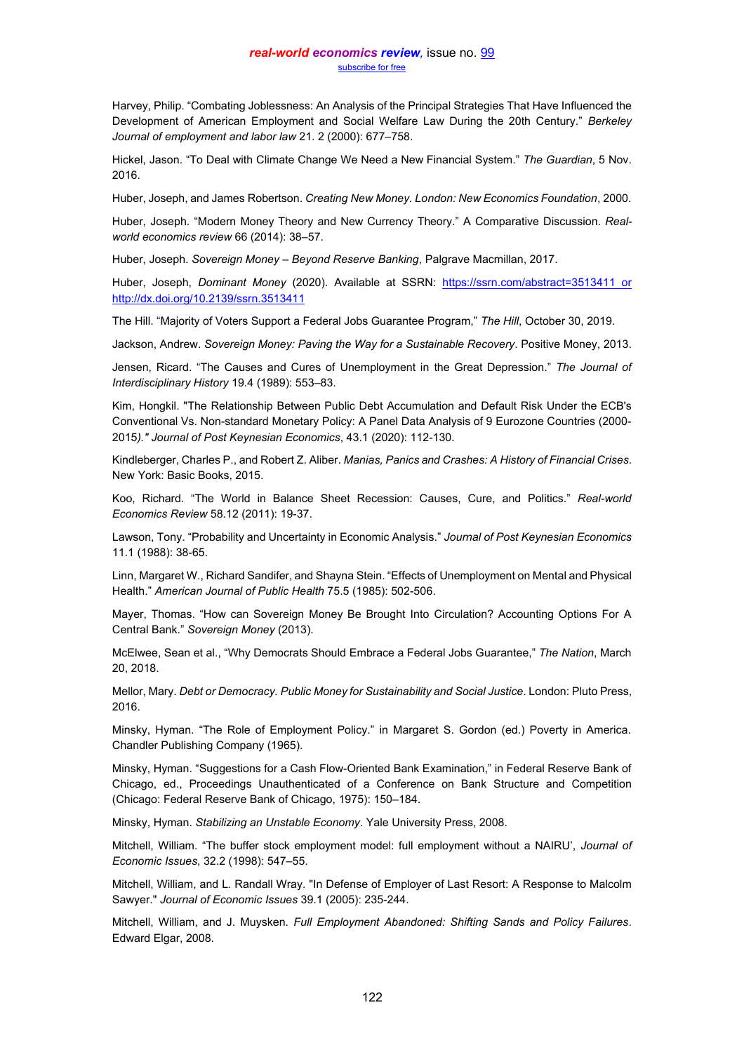Harvey, Philip. “Combating Joblessness: An Analysis of the Principal Strategies That Have Influenced the Development of American Employment and Social Welfare Law During the 20th Century.” *Berkeley Journal of employment and labor law* 21. 2 (2000): 677–758.

Hickel, Jason. “To Deal with Climate Change We Need a New Financial System.” *The Guardian*, 5 Nov. 2016.

Huber, Joseph, and James Robertson. *Creating New Money. London: New Economics Foundation*, 2000.

Huber, Joseph. “Modern Money Theory and New Currency Theory.” A Comparative Discussion. *Real-world economics review* 66 (2014): 38–57.

Huber, Joseph. *Sovereign Money – Beyond Reserve Banking*, Palgrave Macmillan, 2017.

Huber, Joseph, *Dominant Money* (2020). Available at SSRN: https://ssrn.com/abstract=3513411 or http://dx.doi.org/10.2139/ssrn.3513411

The Hill. “Majority of Voters Support a Federal Jobs Guarantee Program,” *The Hill*, October 30, 2019.

Jackson, Andrew. *Sovereign Money: Paving the Way for a Sustainable Recovery*. Positive Money, 2013.

Jensen, Ricard. “The Causes and Cures of Unemployment in the Great Depression.” *The Journal of Interdisciplinary History* 19.4 (1989): 553–83.

Kim, Hongkil. "The Relationship Between Public Debt Accumulation and Default Risk Under the ECB's Conventional Vs. Non-standard Monetary Policy: A Panel Data Analysis of 9 Eurozone Countries (2000-2015)." *Journal of Post Keynesian Economics*, 43.1 (2020): 112-130.

Kindleberger, Charles P., and Robert Z. Aliber. *Manias, Panics and Crashes: A History of Financial Crises*. New York: Basic Books, 2015.

Koo, Richard. “The World in Balance Sheet Recession: Causes, Cure, and Politics.” *Real-world Economics Review* 58.12 (2011): 19-37.

Lawson, Tony. “Probability and Uncertainty in Economic Analysis.” *Journal of Post Keynesian Economics* 11.1 (1988): 38-65.

Linn, Margaret W., Richard Sandifer, and Shayna Stein. “Effects of Unemployment on Mental and Physical Health.” *American Journal of Public Health* 75.5 (1985): 502-506.

Mayer, Thomas. “How can Sovereign Money Be Brought Into Circulation? Accounting Options For A Central Bank.” *Sovereign Money* (2013).

McElwee, Sean et al., “Why Democrats Should Embrace a Federal Jobs Guarantee,” *The Nation*, March 20, 2018.

Mellor, Mary. *Debt or Democracy. Public Money for Sustainability and Social Justice*. London: Pluto Press, 2016.

Minsky, Hyman. “The Role of Employment Policy.” in Margaret S. Gordon (ed.) Poverty in America. Chandler Publishing Company (1965).

Minsky, Hyman. “Suggestions for a Cash Flow-Oriented Bank Examination,” in Federal Reserve Bank of Chicago, ed., Proceedings Unauthenticated of a Conference on Bank Structure and Competition (Chicago: Federal Reserve Bank of Chicago, 1975): 150–184.

Minsky, Hyman. *Stabilizing an Unstable Economy*. Yale University Press, 2008.

Mitchell, William. “The buffer stock employment model: full employment without a NAIRU’, *Journal of Economic Issues*, 32.2 (1998): 547–55.

Mitchell, William, and L. Randall Wray. "In Defense of Employer of Last Resort: A Response to Malcolm Sawyer." *Journal of Economic Issues* 39.1 (2005): 235-244.

Mitchell, William, and J. Muysken. *Full Employment Abandoned: Shifting Sands and Policy Failures*. Edward Elgar, 2008.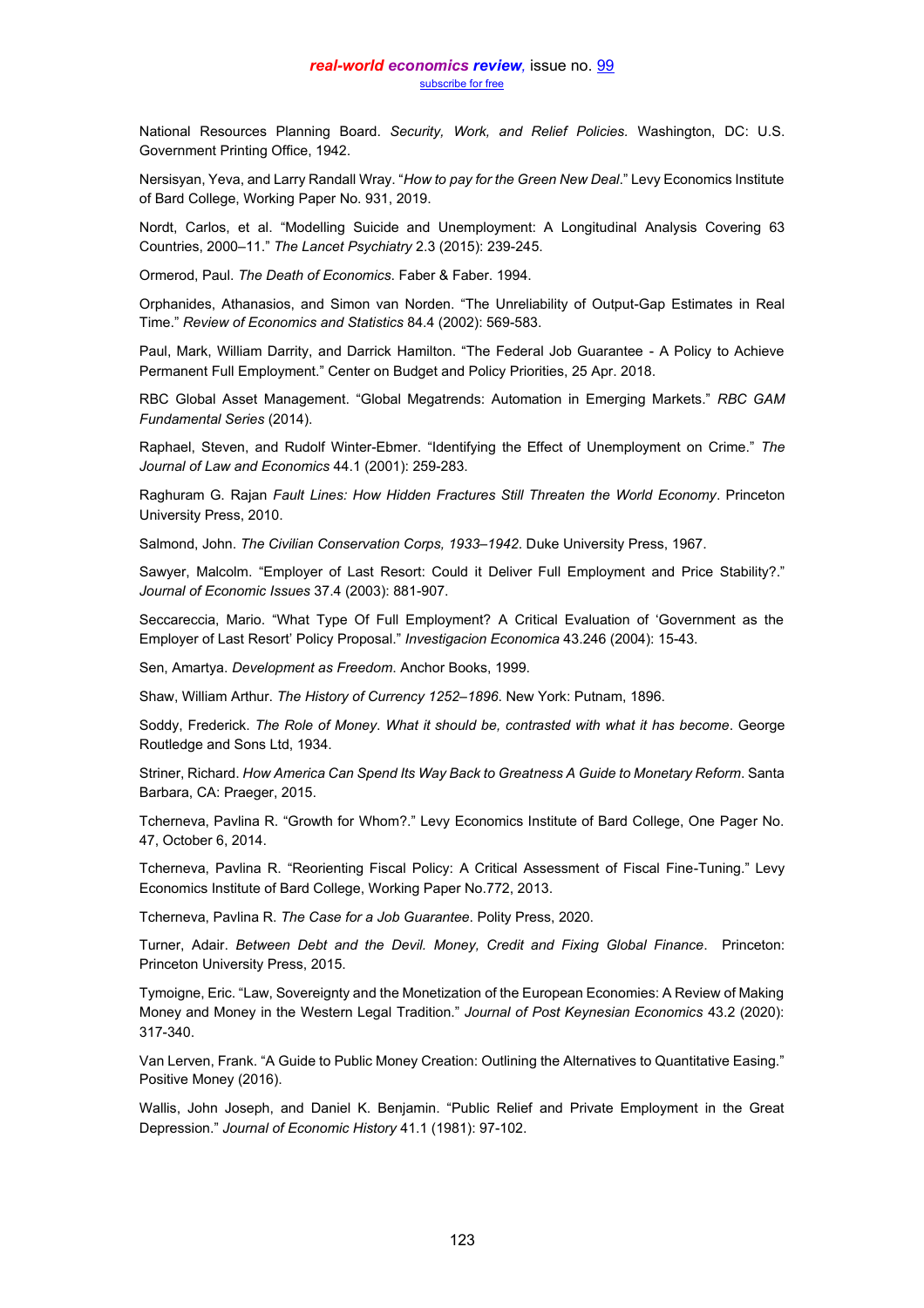National Resources Planning Board. *Security, Work, and Relief Policies.* Washington, DC: U.S. Government Printing Office, 1942.

Nersisyan, Yeva, and Larry Randall Wray. "*How to pay for the Green New Deal*." Levy Economics Institute of Bard College, Working Paper No. 931, 2019.

Nordt, Carlos, et al. "Modelling Suicide and Unemployment: A Longitudinal Analysis Covering 63 Countries, 2000–11." *The Lancet Psychiatry* 2.3 (2015): 239-245.

Ormerod, Paul. *The Death of Economics*. Faber & Faber. 1994.

Orphanides, Athanasios, and Simon van Norden. "The Unreliability of Output-Gap Estimates in Real Time." *Review of Economics and Statistics* 84.4 (2002): 569-583.

Paul, Mark, William Darrity, and Darrick Hamilton. "The Federal Job Guarantee - A Policy to Achieve Permanent Full Employment." Center on Budget and Policy Priorities, 25 Apr. 2018.

RBC Global Asset Management. "Global Megatrends: Automation in Emerging Markets." *RBC GAM Fundamental Series* (2014).

Raphael, Steven, and Rudolf Winter-Ebmer. "Identifying the Effect of Unemployment on Crime." *The Journal of Law and Economics* 44.1 (2001): 259-283.

Raghuram G. Rajan *Fault Lines: How Hidden Fractures Still Threaten the World Economy*. Princeton University Press, 2010.

Salmond, John. *The Civilian Conservation Corps, 1933–1942*. Duke University Press, 1967.

Sawyer, Malcolm. "Employer of Last Resort: Could it Deliver Full Employment and Price Stability?." *Journal of Economic Issues* 37.4 (2003): 881-907.

Seccareccia, Mario. "What Type Of Full Employment? A Critical Evaluation of 'Government as the Employer of Last Resort' Policy Proposal." *Investigacion Economica* 43.246 (2004): 15-43.

Sen, Amartya. *Development as Freedom*. Anchor Books, 1999.

Shaw, William Arthur. *The History of Currency 1252–1896*. New York: Putnam, 1896.

Soddy, Frederick. *The Role of Money. What it should be, contrasted with what it has become*. George Routledge and Sons Ltd, 1934.

Striner, Richard. *How America Can Spend Its Way Back to Greatness A Guide to Monetary Reform*. Santa Barbara, CA: Praeger, 2015.

Tcherneva, Pavlina R. "Growth for Whom?." Levy Economics Institute of Bard College, One Pager No. 47, October 6, 2014.

Tcherneva, Pavlina R. "Reorienting Fiscal Policy: A Critical Assessment of Fiscal Fine-Tuning." Levy Economics Institute of Bard College, Working Paper No.772, 2013.

Tcherneva, Pavlina R. *The Case for a Job Guarantee*. Polity Press, 2020.

Turner, Adair. *Between Debt and the Devil. Money, Credit and Fixing Global Finance*. Princeton: Princeton University Press, 2015.

Tymoigne, Eric. "Law, Sovereignty and the Monetization of the European Economies: A Review of Making Money and Money in the Western Legal Tradition." *Journal of Post Keynesian Economics* 43.2 (2020): 317-340.

Van Lerven, Frank. "A Guide to Public Money Creation: Outlining the Alternatives to Quantitative Easing." Positive Money (2016).

Wallis, John Joseph, and Daniel K. Benjamin. "Public Relief and Private Employment in the Great Depression." *Journal of Economic History* 41.1 (1981): 97-102.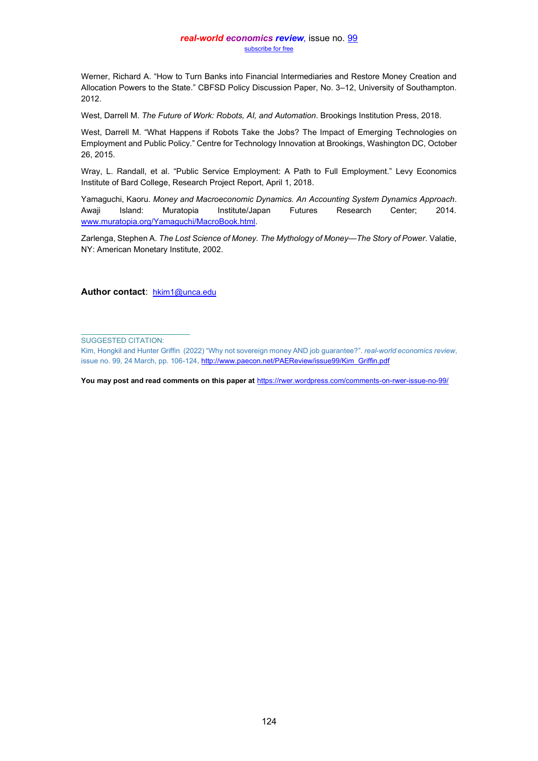Werner, Richard A. “How to Turn Banks into Financial Intermediaries and Restore Money Creation and Allocation Powers to the State.” CBFSD Policy Discussion Paper, No. 3–12, University of Southampton. 2012.

West, Darrell M. *The Future of Work: Robots, AI, and Automation*. Brookings Institution Press, 2018.

West, Darrell M. “What Happens if Robots Take the Jobs? The Impact of Emerging Technologies on Employment and Public Policy.” Centre for Technology Innovation at Brookings, Washington DC, October 26, 2015.

Wray, L. Randall, et al. “Public Service Employment: A Path to Full Employment.” Levy Economics Institute of Bard College, Research Project Report, April 1, 2018.

Yamaguchi, Kaoru. *Money and Macroeconomic Dynamics. An Accounting System Dynamics Approach*. Awaji Island: Muratopia Institute/Japan Futures Research Center; 2014. www.muratopia.org/Yamaguchi/MacroBook.html.

Zarlenga, Stephen A. *The Lost Science of Money. The Mythology of Money—The Story of Power*. Valatie, NY: American Monetary Institute, 2002.

**Author contact**: hkim1@unca.edu

---

SUGGESTED CITATION:
Kim, Hongkil and Hunter Griffin (2022) “Why not sovereign money AND job guarantee?”. *real-world economics review*, issue no. 99, 24 March, pp. 106-124, http://www.paecon.net/PAEReview/issue99/Kim_Griffin.pdf

**You may post and read comments on this paper at** https://rwer.wordpress.com/comments-on-rwer-issue-no-99/